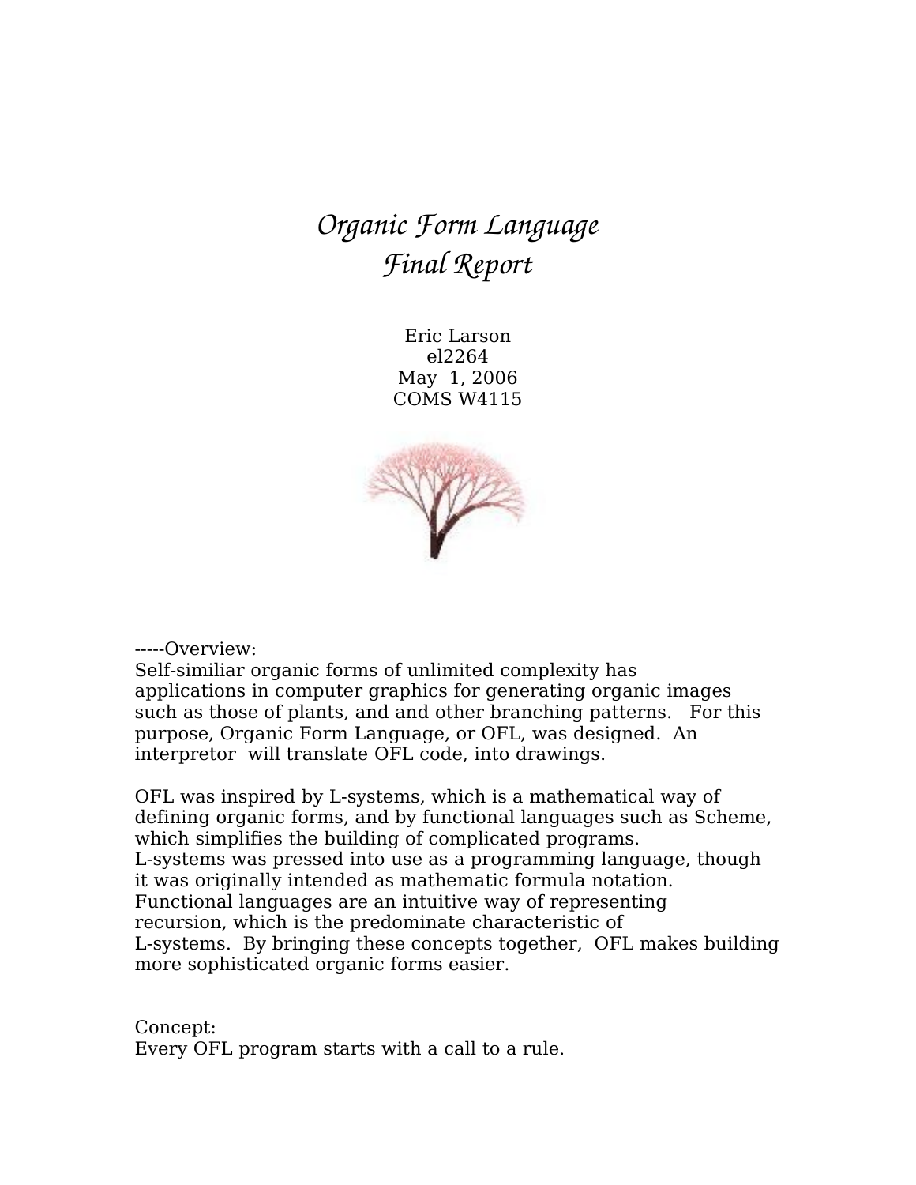# *Organic Form Language*
# *Final Report*

Eric Larson
el2264
May 1, 2006
COMS W4115

-----Overview:
Self-similiar organic forms of unlimited complexity has applications in computer graphics for generating organic images such as those of plants, and and other branching patterns. For this purpose, Organic Form Language, or OFL, was designed. An interpretor will translate OFL code, into drawings.

OFL was inspired by L-systems, which is a mathematical way of defining organic forms, and by functional languages such as Scheme, which simplifies the building of complicated programs. L-systems was pressed into use as a programming language, though it was originally intended as mathematic formula notation. Functional languages are an intuitive way of representing recursion, which is the predominate characteristic of L-systems. By bringing these concepts together, OFL makes building more sophisticated organic forms easier.

Concept:
Every OFL program starts with a call to a rule.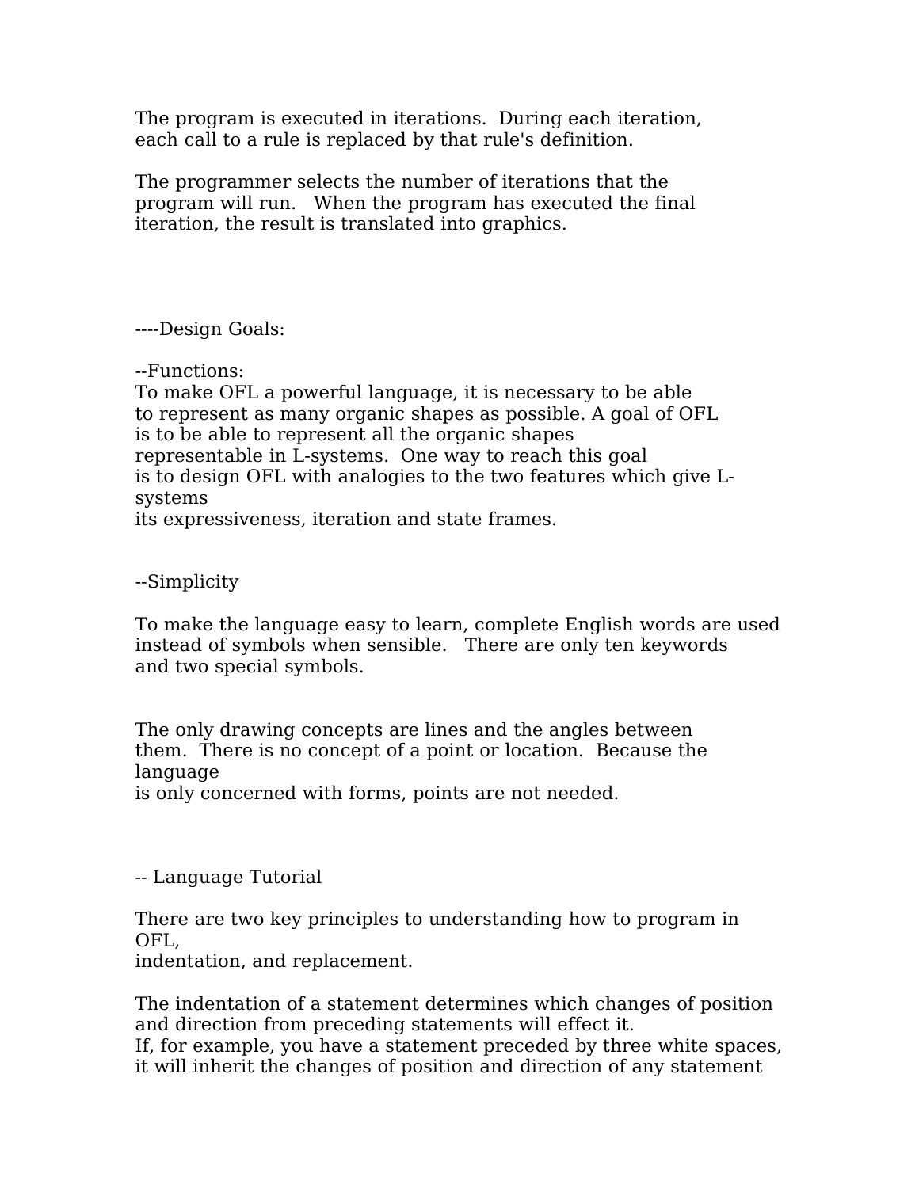The program is executed in iterations. During each iteration, each call to a rule is replaced by that rule's definition.

The programmer selects the number of iterations that the program will run. When the program has executed the final iteration, the result is translated into graphics.

----Design Goals:

--Functions:
To make OFL a powerful language, it is necessary to be able to represent as many organic shapes as possible. A goal of OFL is to be able to represent all the organic shapes representable in L-systems. One way to reach this goal is to design OFL with analogies to the two features which give L-systems its expressiveness, iteration and state frames.

--Simplicity

To make the language easy to learn, complete English words are used instead of symbols when sensible. There are only ten keywords and two special symbols.

The only drawing concepts are lines and the angles between them. There is no concept of a point or location. Because the language is only concerned with forms, points are not needed.

-- Language Tutorial

There are two key principles to understanding how to program in OFL, indentation, and replacement.

The indentation of a statement determines which changes of position and direction from preceding statements will effect it.
If, for example, you have a statement preceded by three white spaces, it will inherit the changes of position and direction of any statement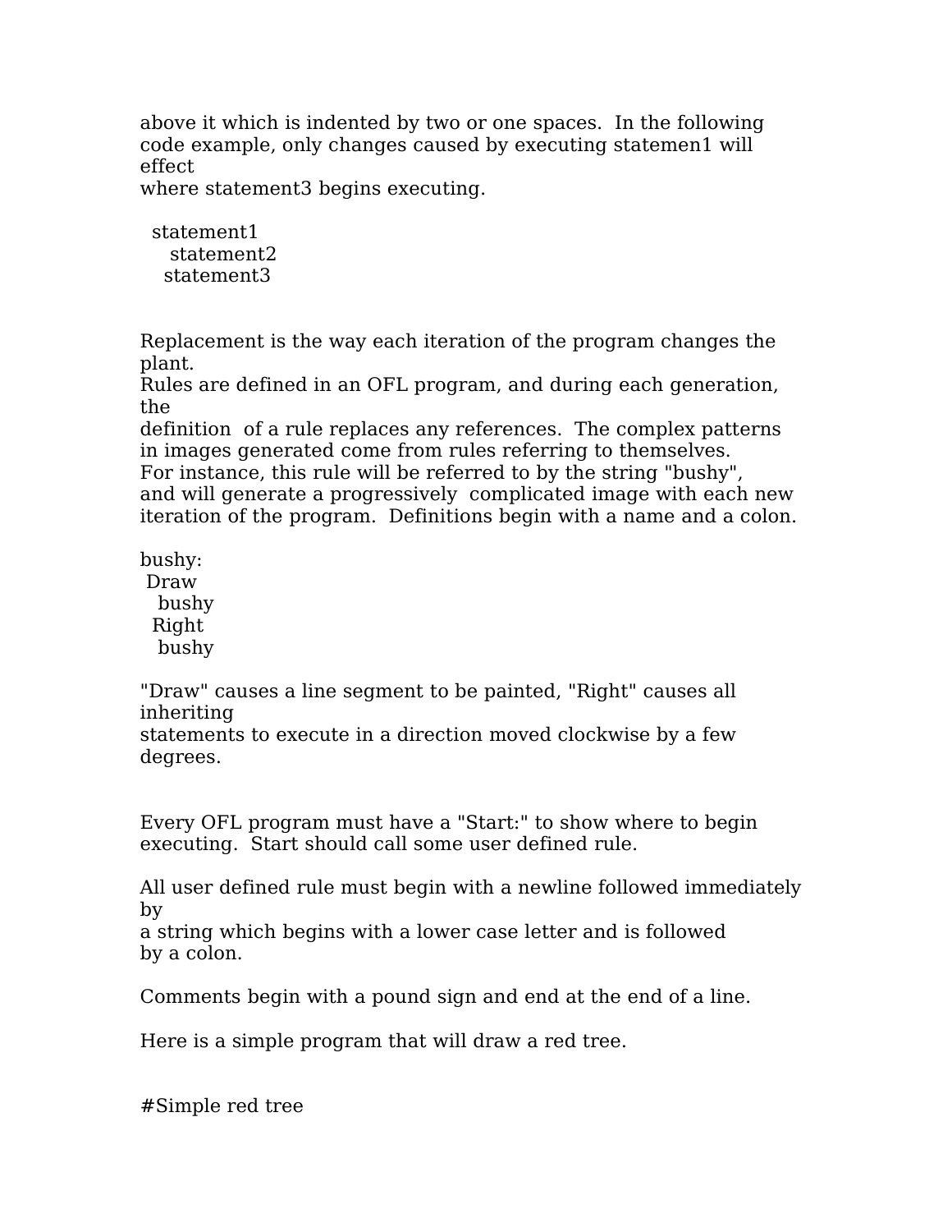above it which is indented by two or one spaces.  In the following code example, only changes caused by executing statemen1 will effect
where statement3 begins executing.

```
  statement1
     statement2
    statement3
```

Replacement is the way each iteration of the program changes the plant.
Rules are defined in an OFL program, and during each generation, the
definition  of a rule replaces any references.  The complex patterns in images generated come from rules referring to themselves.
For instance, this rule will be referred to by the string "bushy", and will generate a progressively  complicated image with each new iteration of the program.  Definitions begin with a name and a colon.

```
bushy:
 Draw
   bushy
  Right
   bushy
```

"Draw" causes a line segment to be painted, "Right" causes all inheriting
statements to execute in a direction moved clockwise by a few degrees.

Every OFL program must have a "Start:" to show where to begin executing.  Start should call some user defined rule.

All user defined rule must begin with a newline followed immediately by
a string which begins with a lower case letter and is followed
by a colon.

Comments begin with a pound sign and end at the end of a line.

Here is a simple program that will draw a red tree.

```
#Simple red tree
```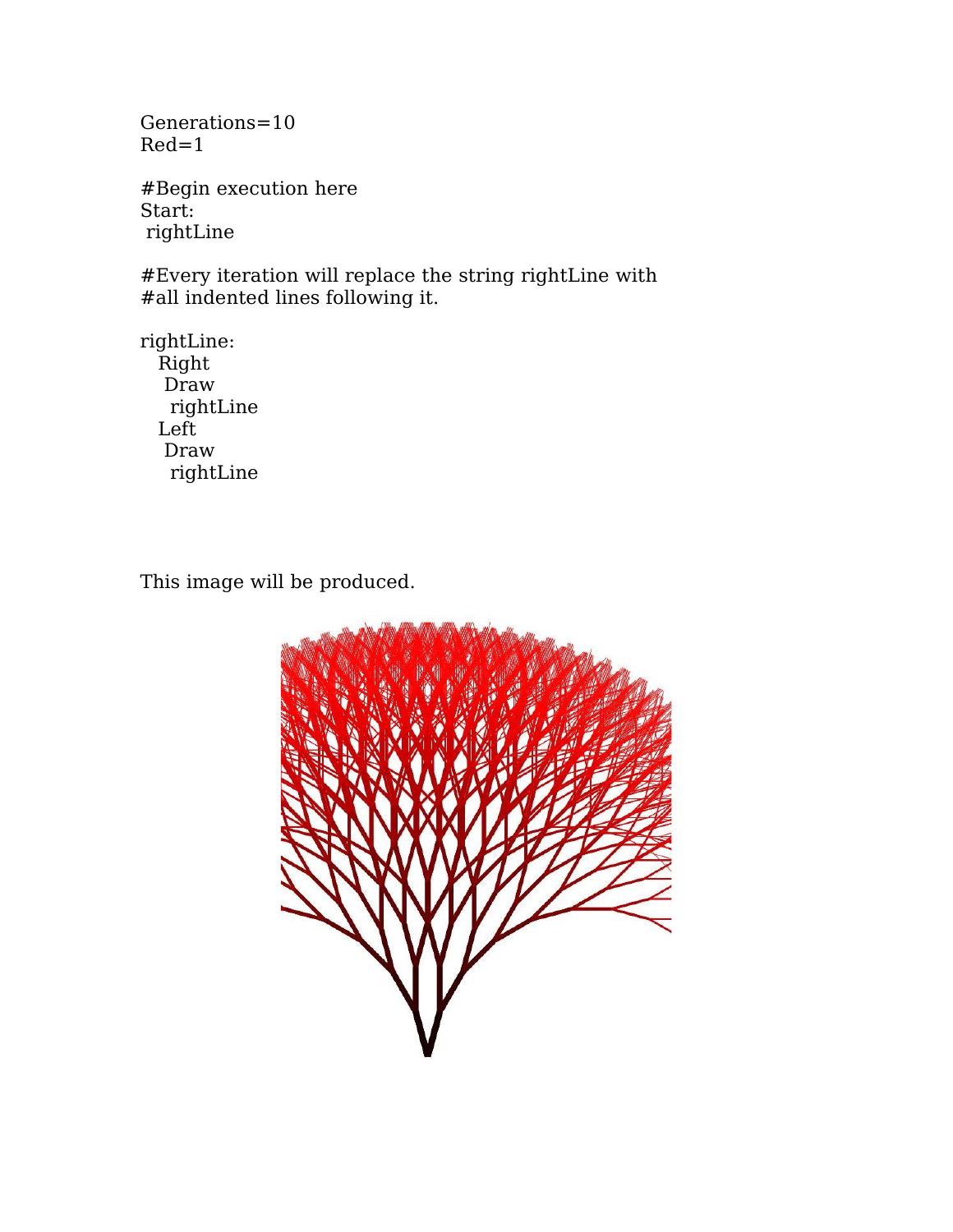```
Generations=10
Red=1

#Begin execution here
Start:
 rightLine

#Every iteration will replace the string rightLine with
#all indented lines following it.

rightLine:
   Right
    Draw
     rightLine
   Left
    Draw
     rightLine
```

This image will be produced.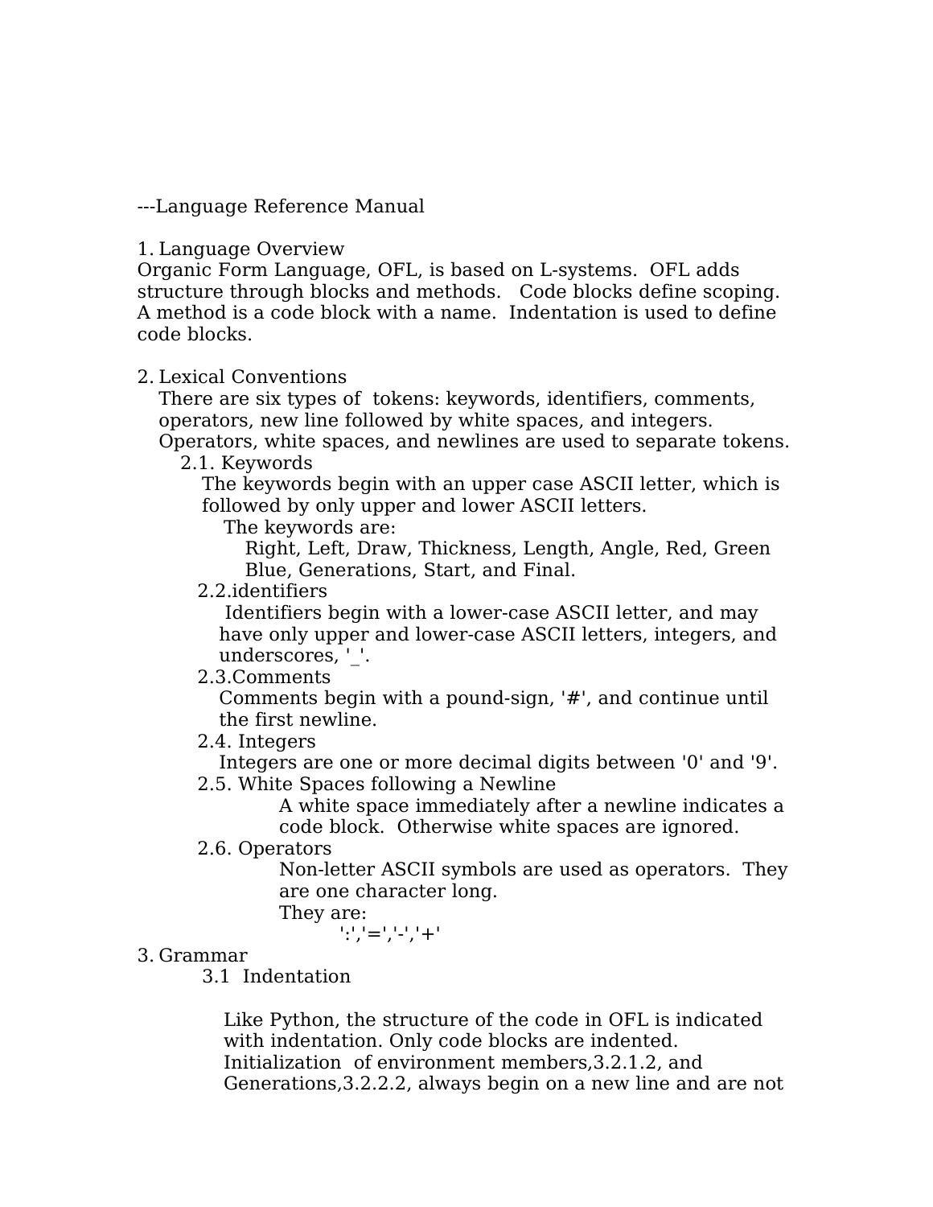---Language Reference Manual

1. Language Overview

Organic Form Language, OFL, is based on L-systems. OFL adds structure through blocks and methods. Code blocks define scoping. A method is a code block with a name. Indentation is used to define code blocks.

2. Lexical Conventions

There are six types of tokens: keywords, identifiers, comments, operators, new line followed by white spaces, and integers. Operators, white spaces, and newlines are used to separate tokens.

2.1. Keywords

The keywords begin with an upper case ASCII letter, which is followed by only upper and lower ASCII letters.

The keywords are:

Right, Left, Draw, Thickness, Length, Angle, Red, Green Blue, Generations, Start, and Final.

2.2.identifiers

Identifiers begin with a lower-case ASCII letter, and may have only upper and lower-case ASCII letters, integers, and underscores, '_'.

2.3.Comments

Comments begin with a pound-sign, '#', and continue until the first newline.

2.4. Integers

Integers are one or more decimal digits between '0' and '9'.

2.5. White Spaces following a Newline

A white space immediately after a newline indicates a code block. Otherwise white spaces are ignored.

2.6. Operators

Non-letter ASCII symbols are used as operators. They are one character long.

They are:

':','=','-','+'

3. Grammar

3.1 Indentation

Like Python, the structure of the code in OFL is indicated with indentation. Only code blocks are indented. Initialization of environment members,3.2.1.2, and Generations,3.2.2.2, always begin on a new line and are not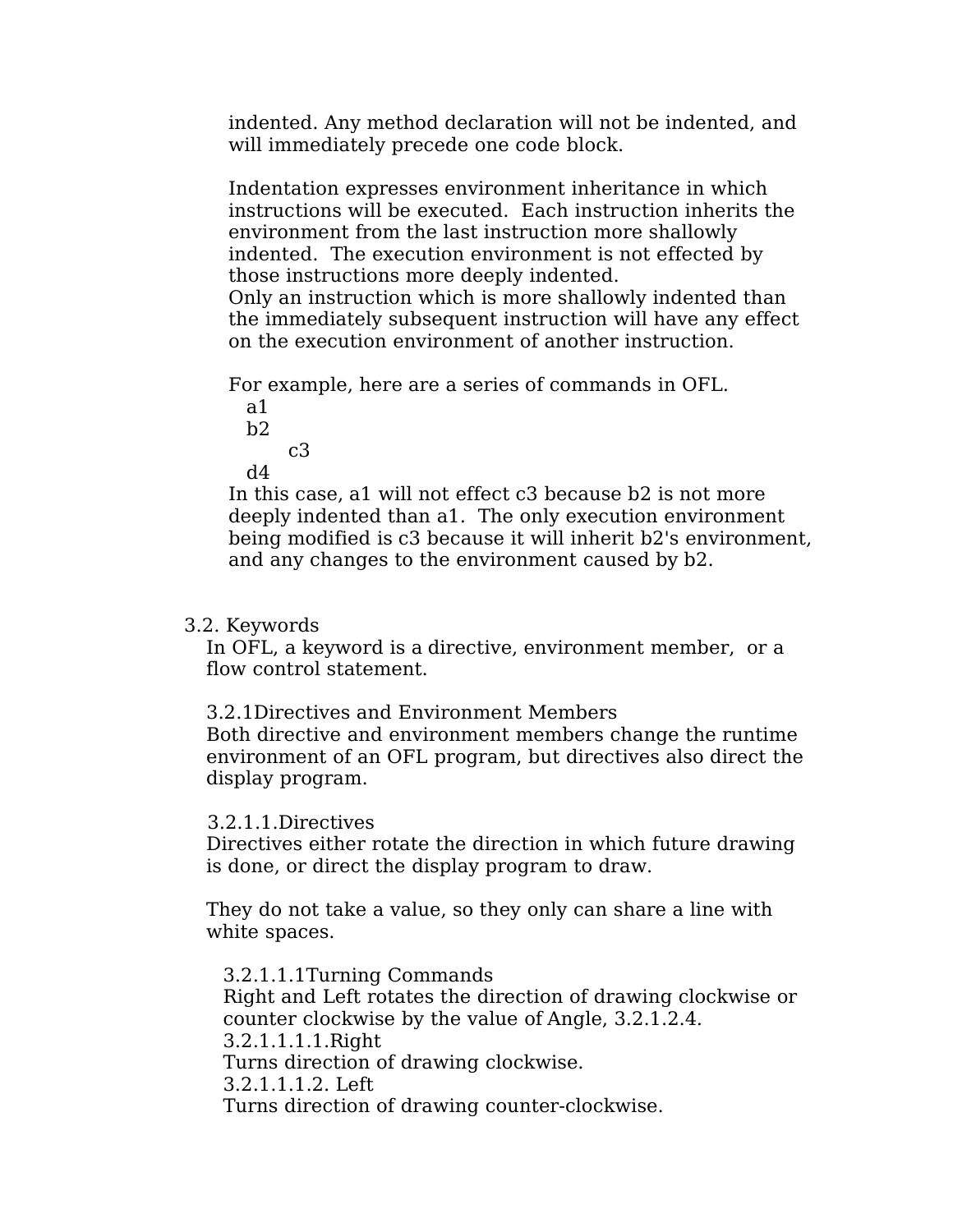indented. Any method declaration will not be indented, and will immediately precede one code block.

Indentation expresses environment inheritance in which instructions will be executed. Each instruction inherits the environment from the last instruction more shallowly indented. The execution environment is not effected by those instructions more deeply indented.
Only an instruction which is more shallowly indented than the immediately subsequent instruction will have any effect on the execution environment of another instruction.

For example, here are a series of commands in OFL.

```
a1
b2
    c3
d4
```

In this case, a1 will not effect c3 because b2 is not more deeply indented than a1. The only execution environment being modified is c3 because it will inherit b2's environment, and any changes to the environment caused by b2.

## 3.2. Keywords

In OFL, a keyword is a directive, environment member, or a flow control statement.

### 3.2.1Directives and Environment Members

Both directive and environment members change the runtime environment of an OFL program, but directives also direct the display program.

#### 3.2.1.1.Directives

Directives either rotate the direction in which future drawing is done, or direct the display program to draw.

They do not take a value, so they only can share a line with white spaces.

##### 3.2.1.1.1Turning Commands

Right and Left rotates the direction of drawing clockwise or counter clockwise by the value of Angle, 3.2.1.2.4.

###### 3.2.1.1.1.1.Right

Turns direction of drawing clockwise.

###### 3.2.1.1.1.2. Left

Turns direction of drawing counter-clockwise.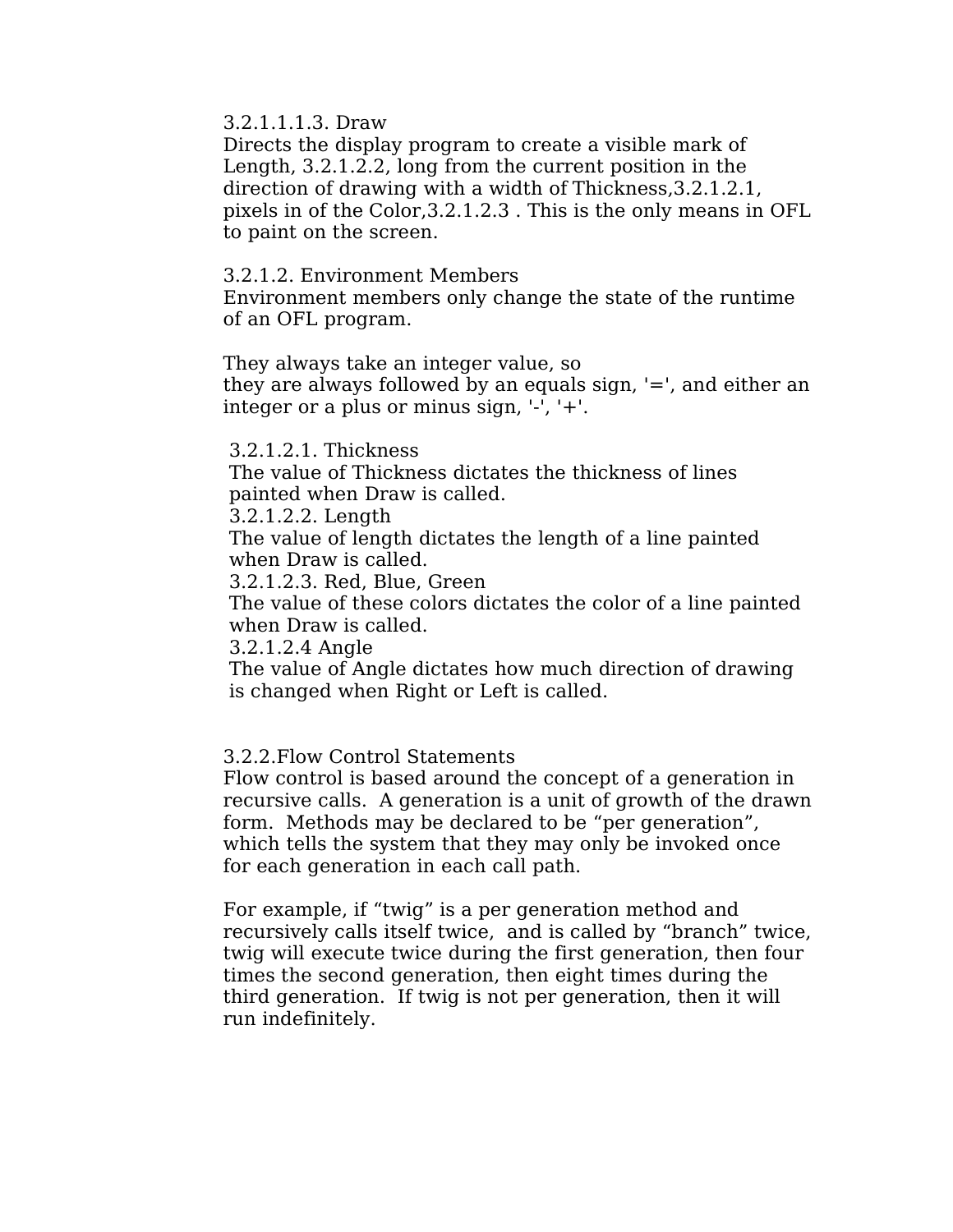3.2.1.1.1.3. Draw

Directs the display program to create a visible mark of Length, 3.2.1.2.2, long from the current position in the direction of drawing with a width of Thickness,3.2.1.2.1, pixels in of the Color,3.2.1.2.3 . This is the only means in OFL to paint on the screen.

3.2.1.2. Environment Members

Environment members only change the state of the runtime of an OFL program.

They always take an integer value, so
they are always followed by an equals sign, '=', and either an integer or a plus or minus sign, '-', '+'.

3.2.1.2.1. Thickness

The value of Thickness dictates the thickness of lines painted when Draw is called.

3.2.1.2.2. Length

The value of length dictates the length of a line painted when Draw is called.

3.2.1.2.3. Red, Blue, Green

The value of these colors dictates the color of a line painted when Draw is called.

3.2.1.2.4 Angle

The value of Angle dictates how much direction of drawing is changed when Right or Left is called.

3.2.2.Flow Control Statements

Flow control is based around the concept of a generation in recursive calls. A generation is a unit of growth of the drawn form. Methods may be declared to be “per generation”, which tells the system that they may only be invoked once for each generation in each call path.

For example, if “twig” is a per generation method and recursively calls itself twice, and is called by “branch” twice, twig will execute twice during the first generation, then four times the second generation, then eight times during the third generation. If twig is not per generation, then it will run indefinitely.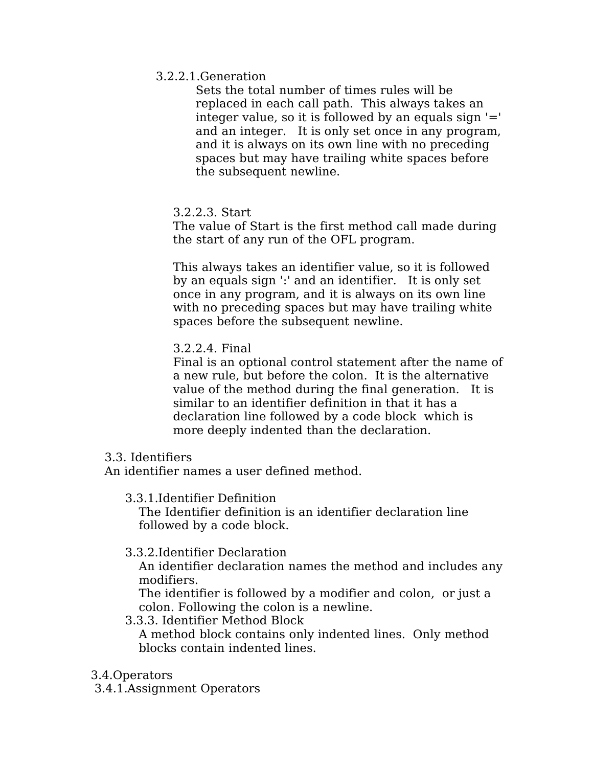##### 3.2.2.1.Generation

Sets the total number of times rules will be replaced in each call path. This always takes an integer value, so it is followed by an equals sign '=' and an integer. It is only set once in any program, and it is always on its own line with no preceding spaces but may have trailing white spaces before the subsequent newline.

##### 3.2.2.3. Start

The value of Start is the first method call made during the start of any run of the OFL program.

This always takes an identifier value, so it is followed by an equals sign ':' and an identifier. It is only set once in any program, and it is always on its own line with no preceding spaces but may have trailing white spaces before the subsequent newline.

##### 3.2.2.4. Final

Final is an optional control statement after the name of a new rule, but before the colon. It is the alternative value of the method during the final generation. It is similar to an identifier definition in that it has a declaration line followed by a code block which is more deeply indented than the declaration.

### 3.3. Identifiers

An identifier names a user defined method.

#### 3.3.1.Identifier Definition

The Identifier definition is an identifier declaration line followed by a code block.

#### 3.3.2.Identifier Declaration

An identifier declaration names the method and includes any modifiers.
The identifier is followed by a modifier and colon, or just a colon. Following the colon is a newline.

#### 3.3.3. Identifier Method Block

A method block contains only indented lines. Only method blocks contain indented lines.

### 3.4.Operators

#### 3.4.1.Assignment Operators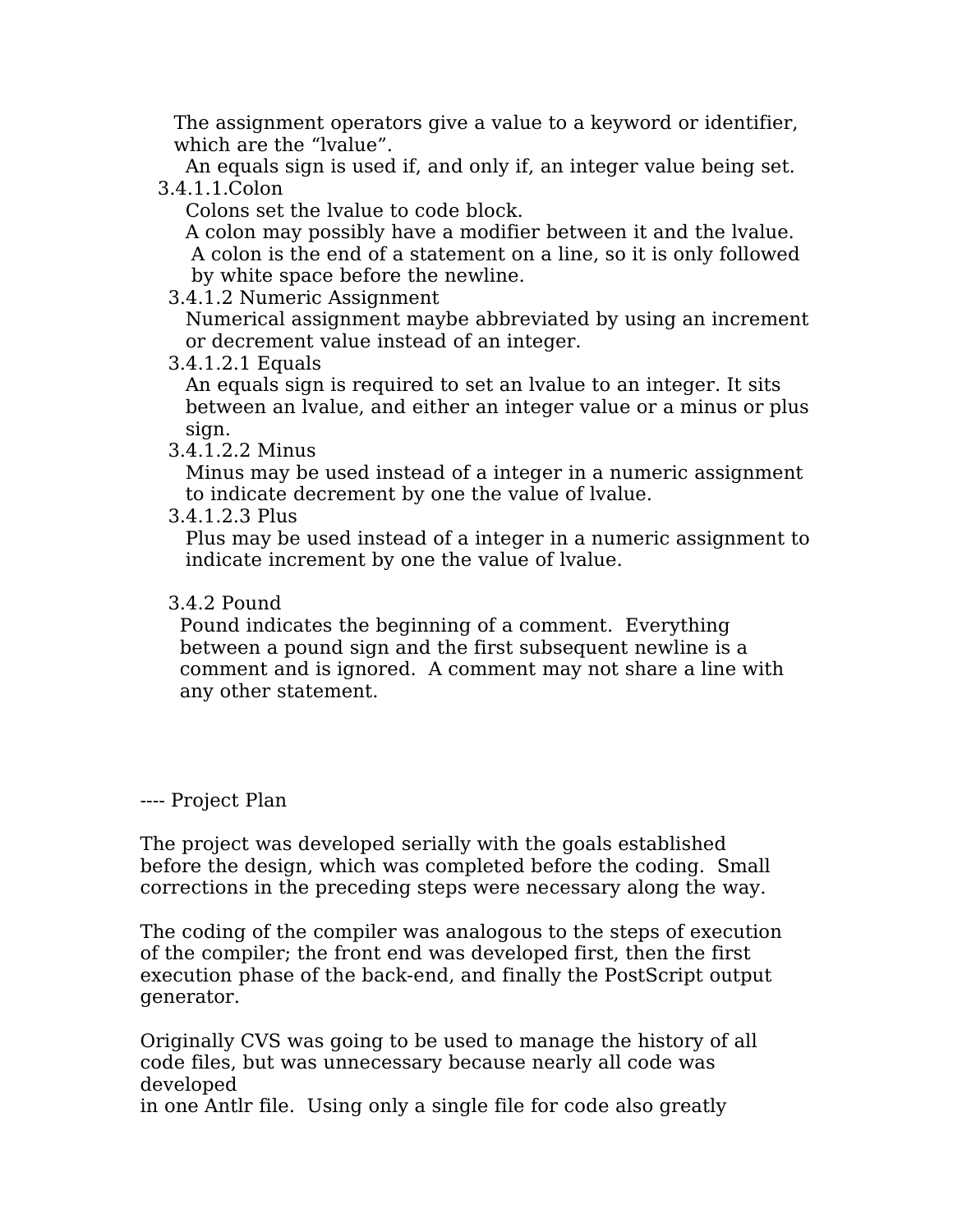The assignment operators give a value to a keyword or identifier, which are the “lvalue”.

An equals sign is used if, and only if, an integer value being set.

3.4.1.1.Colon

Colons set the lvalue to code block.

A colon may possibly have a modifier between it and the lvalue.

A colon is the end of a statement on a line, so it is only followed by white space before the newline.

3.4.1.2 Numeric Assignment

Numerical assignment maybe abbreviated by using an increment or decrement value instead of an integer.

3.4.1.2.1 Equals

An equals sign is required to set an lvalue to an integer. It sits between an lvalue, and either an integer value or a minus or plus sign.

3.4.1.2.2 Minus

Minus may be used instead of a integer in a numeric assignment to indicate decrement by one the value of lvalue.

3.4.1.2.3 Plus

Plus may be used instead of a integer in a numeric assignment to indicate increment by one the value of lvalue.

3.4.2 Pound

Pound indicates the beginning of a comment. Everything between a pound sign and the first subsequent newline is a comment and is ignored. A comment may not share a line with any other statement.

---- Project Plan

The project was developed serially with the goals established before the design, which was completed before the coding. Small corrections in the preceding steps were necessary along the way.

The coding of the compiler was analogous to the steps of execution of the compiler; the front end was developed first, then the first execution phase of the back-end, and finally the PostScript output generator.

Originally CVS was going to be used to manage the history of all code files, but was unnecessary because nearly all code was developed in one Antlr file. Using only a single file for code also greatly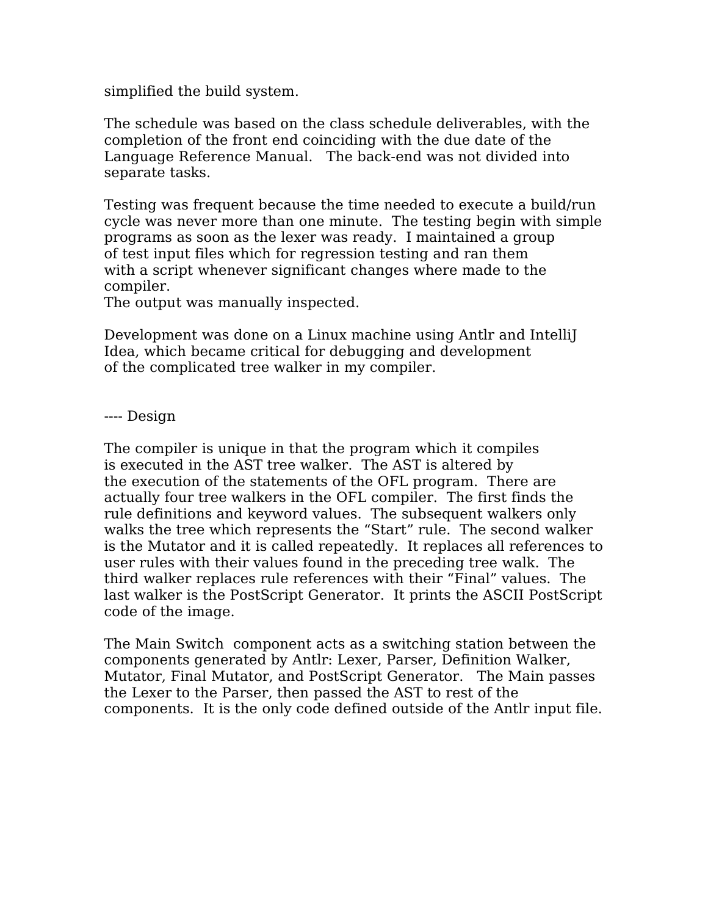simplified the build system.

The schedule was based on the class schedule deliverables, with the completion of the front end coinciding with the due date of the Language Reference Manual. The back-end was not divided into separate tasks.

Testing was frequent because the time needed to execute a build/run cycle was never more than one minute. The testing begin with simple programs as soon as the lexer was ready. I maintained a group of test input files which for regression testing and ran them with a script whenever significant changes where made to the compiler.
The output was manually inspected.

Development was done on a Linux machine using Antlr and IntelliJ Idea, which became critical for debugging and development of the complicated tree walker in my compiler.

---- Design

The compiler is unique in that the program which it compiles is executed in the AST tree walker. The AST is altered by the execution of the statements of the OFL program. There are actually four tree walkers in the OFL compiler. The first finds the rule definitions and keyword values. The subsequent walkers only walks the tree which represents the “Start” rule. The second walker is the Mutator and it is called repeatedly. It replaces all references to user rules with their values found in the preceding tree walk. The third walker replaces rule references with their “Final” values. The last walker is the PostScript Generator. It prints the ASCII PostScript code of the image.

The Main Switch component acts as a switching station between the components generated by Antlr: Lexer, Parser, Definition Walker, Mutator, Final Mutator, and PostScript Generator. The Main passes the Lexer to the Parser, then passed the AST to rest of the components. It is the only code defined outside of the Antlr input file.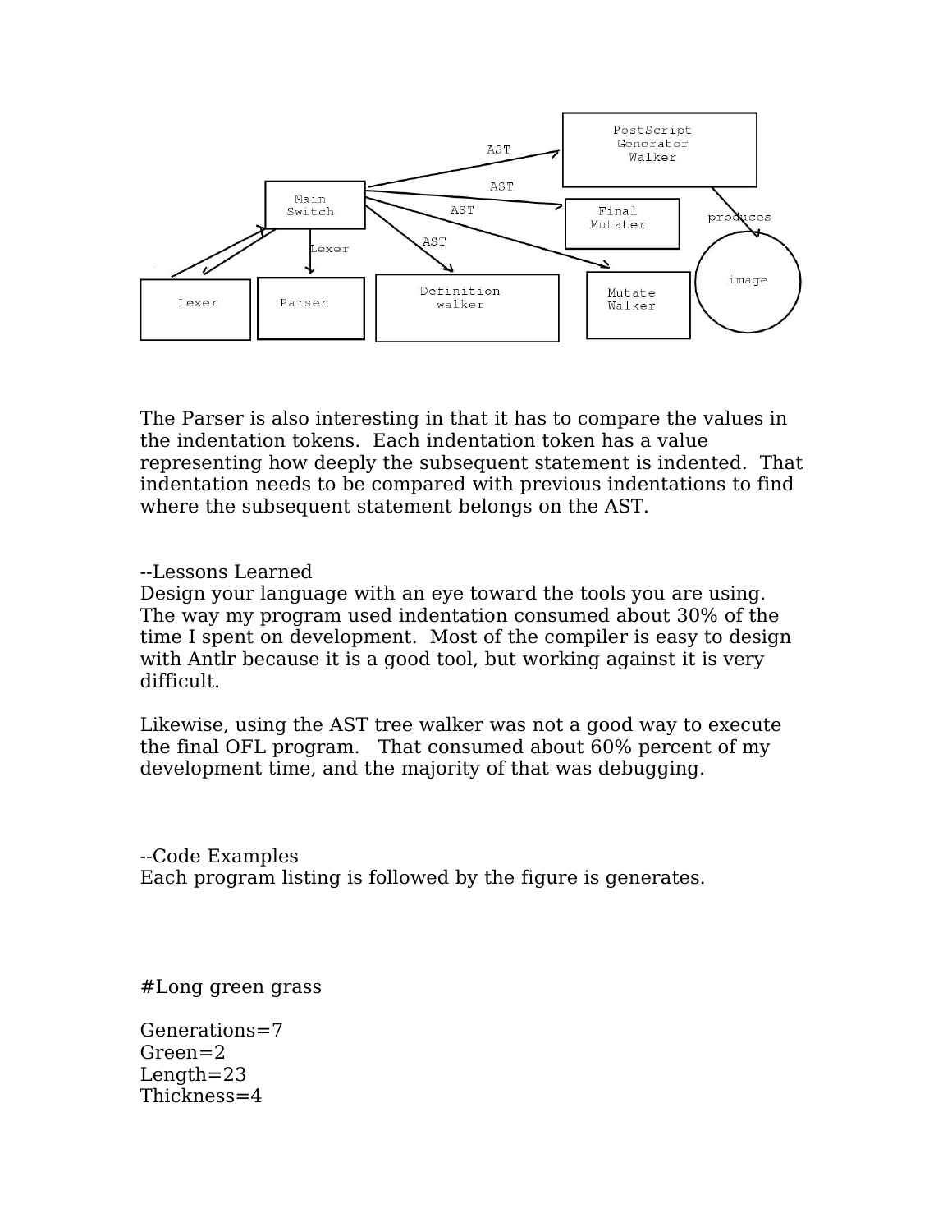The Parser is also interesting in that it has to compare the values in the indentation tokens. Each indentation token has a value representing how deeply the subsequent statement is indented. That indentation needs to be compared with previous indentations to find where the subsequent statement belongs on the AST.

--Lessons Learned

Design your language with an eye toward the tools you are using. The way my program used indentation consumed about 30% of the time I spent on development. Most of the compiler is easy to design with Antlr because it is a good tool, but working against it is very difficult.

Likewise, using the AST tree walker was not a good way to execute the final OFL program. That consumed about 60% percent of my development time, and the majority of that was debugging.

--Code Examples

Each program listing is followed by the figure is generates.

```
#Long green grass

Generations=7
Green=2
Length=23
Thickness=4
```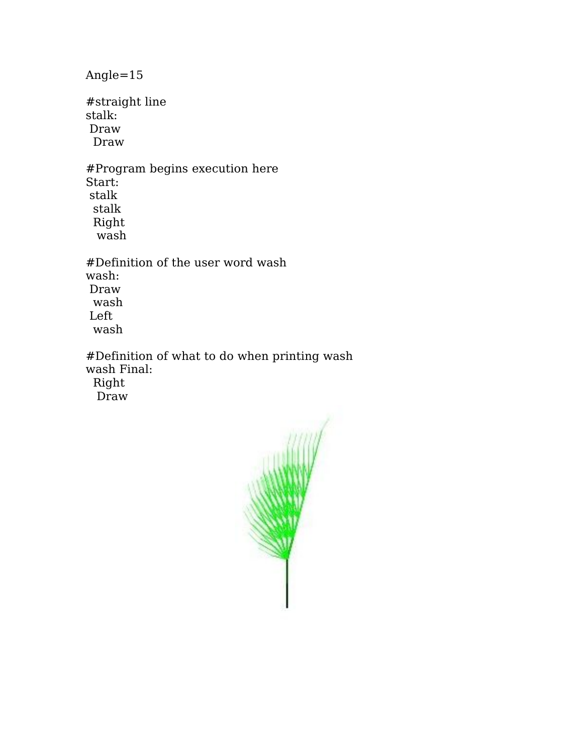```
Angle=15

#straight line
stalk:
 Draw
  Draw

#Program begins execution here
Start:
 stalk
  stalk
  Right
   wash

#Definition of the user word wash
wash:
 Draw
  wash
 Left
  wash

#Definition of what to do when printing wash
wash Final:
  Right
   Draw
```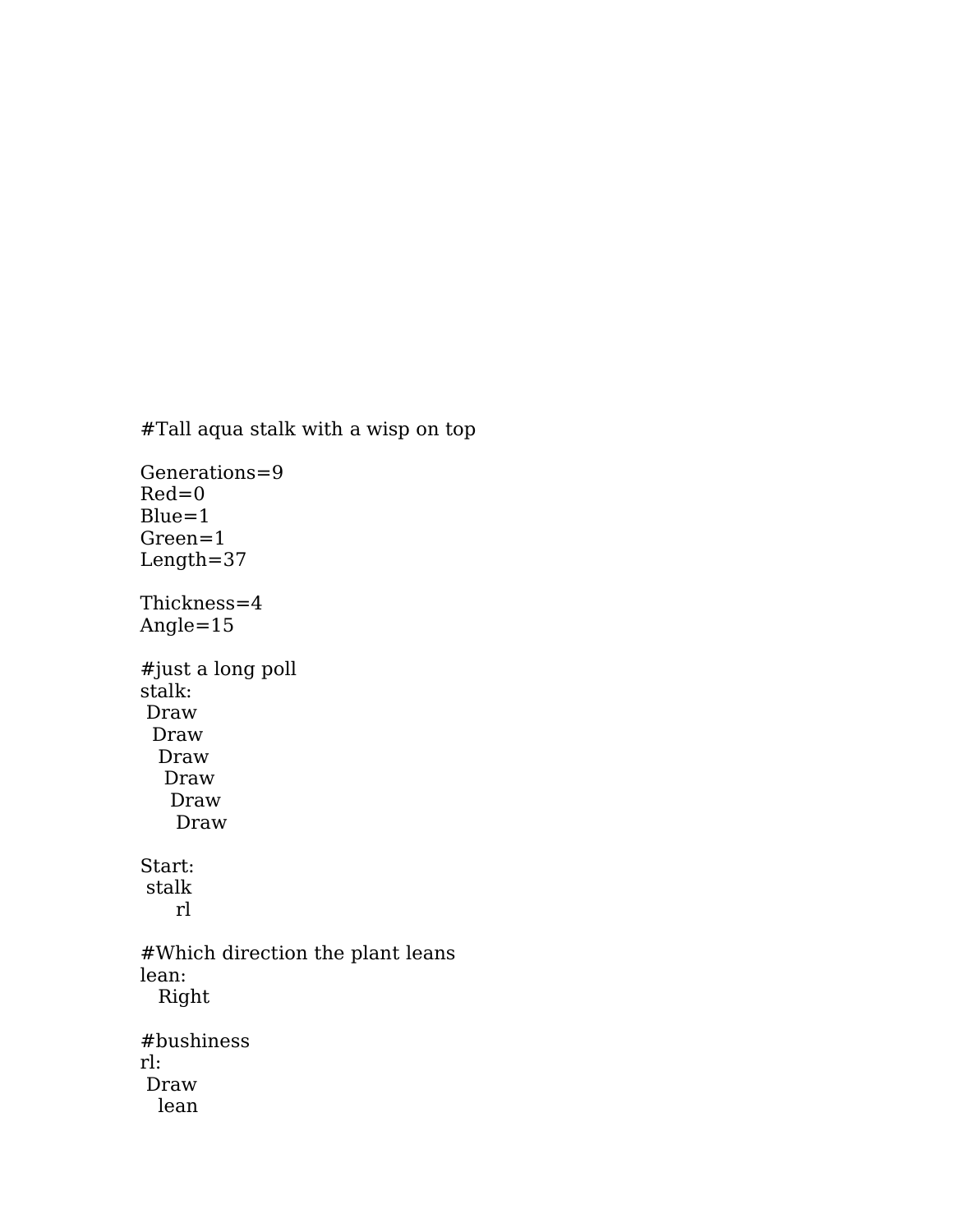```
#Tall aqua stalk with a wisp on top

Generations=9
Red=0
Blue=1
Green=1
Length=37

Thickness=4
Angle=15

#just a long poll
stalk:
 Draw
  Draw
   Draw
    Draw
     Draw
      Draw

Start:
 stalk
      rl

#Which direction the plant leans
lean:
   Right

#bushiness
rl:
 Draw
   lean
```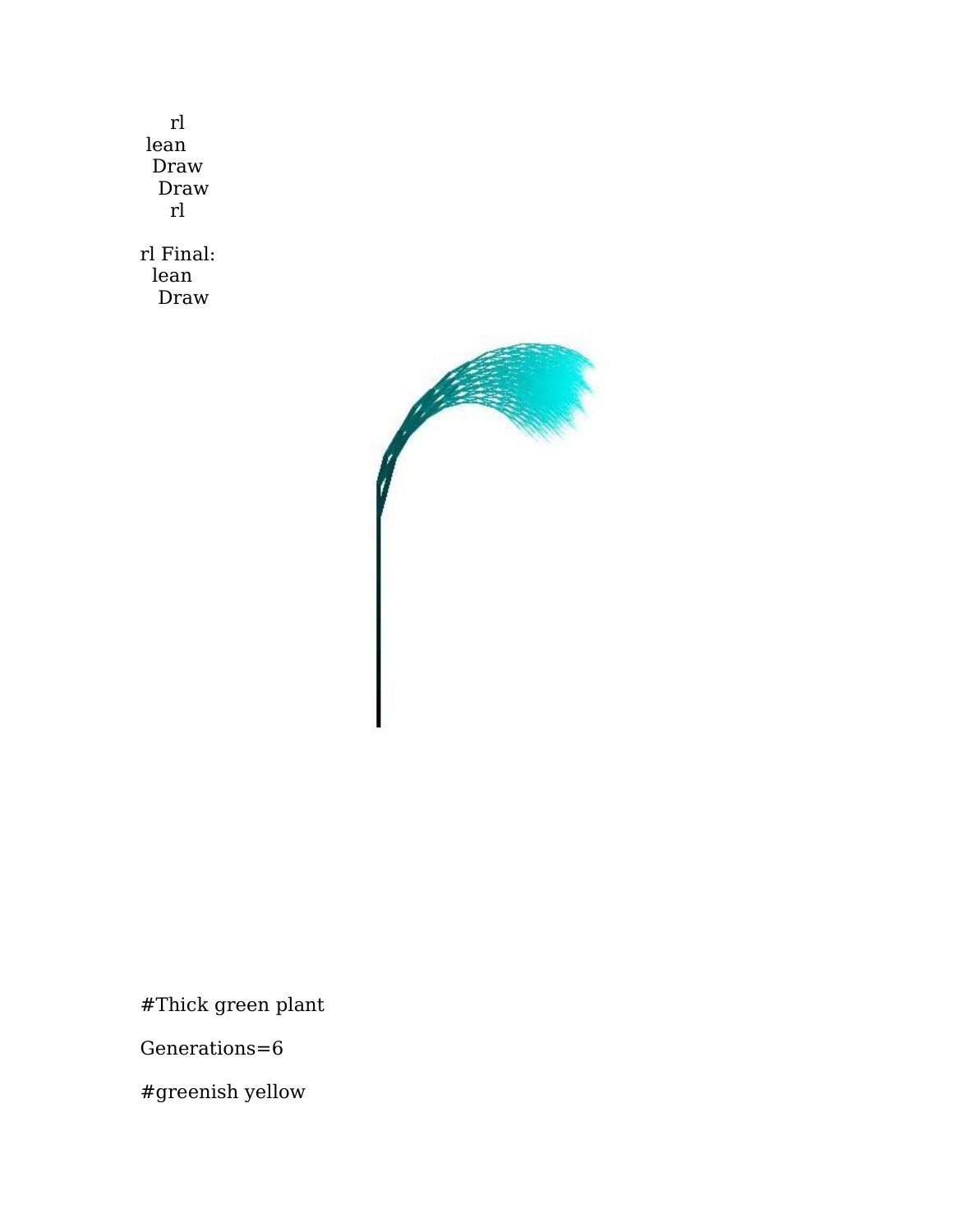rl
lean
Draw
Draw
rl

rl Final:
lean
Draw

#Thick green plant

Generations=6

#greenish yellow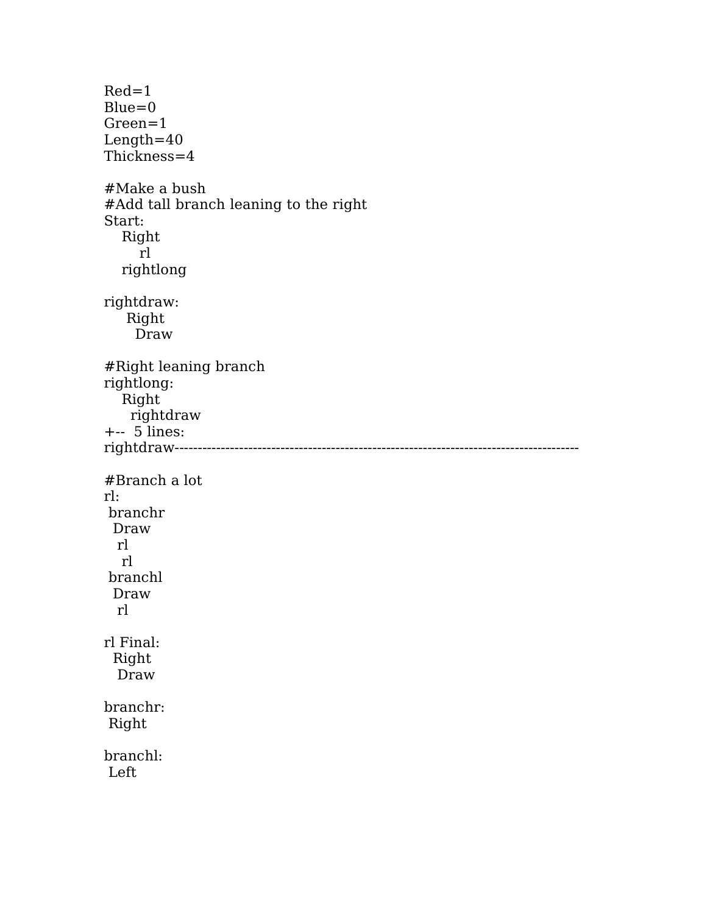```
Red=1
Blue=0
Green=1
Length=40
Thickness=4

#Make a bush
#Add tall branch leaning to the right
Start:
    Right
        rl
    rightlong

rightdraw:
     Right
       Draw

#Right leaning branch
rightlong:
    Right
      rightdraw
+--  5 lines:
rightdraw------------------------------------------------------------------------------------------

#Branch a lot
rl:
 branchr
  Draw
   rl
    rl
 branchl
  Draw
   rl

rl Final:
  Right
   Draw

branchr:
 Right

branchl:
 Left
```